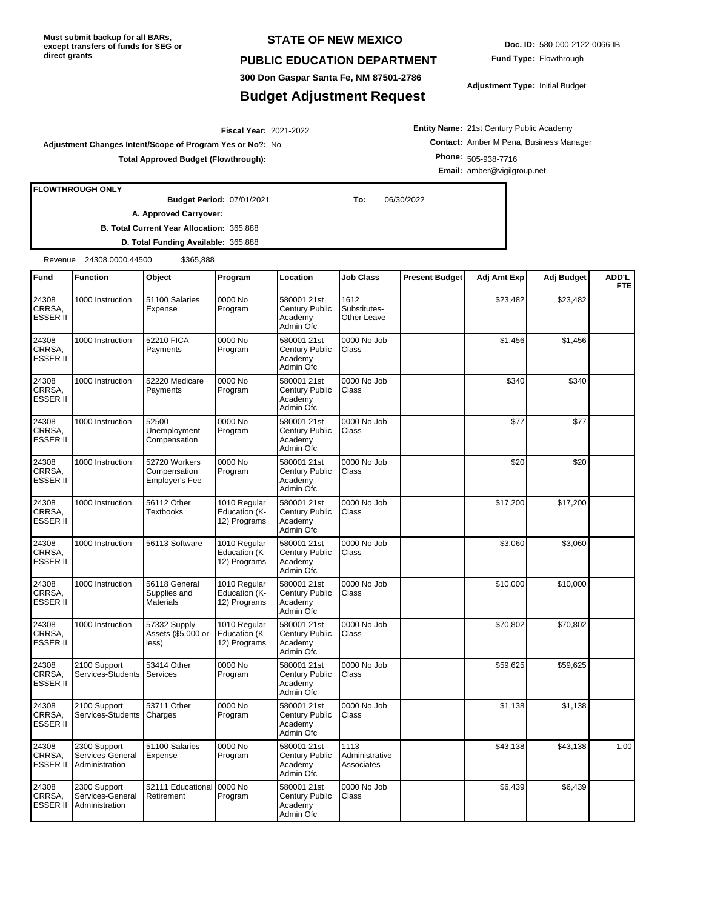**Must submit backup for all BARs, except transfers of funds for SEG or direct grants**

# STATE OF NEW MEXICO

## PUBLIC EDUCATION DEPARTMENT

300 Don Gaspar Santa Fe, NM 87501-2786

## Budget Adjustment Request

**Doc. ID:** 580-000-2122-0066-IB

**Fund Type:** Flowthrough

**Adjustment Type:** Initial Budget

**Fiscal Year:** 2021-2022

**Adjustment Changes Intent/Scope of Program Yes or No?:** No

**Total Approved Budget (Flowthrough):**

**Entity Name:** 21st Century Public Academy

**Contact:** Amber M Pena, Business Manager

**Phone:** 505-938-7716

**Email:** amber@vigilgroup.net

**FLOWTHROUGH ONLY**

**Budget Period:** 07/01/2021 **To:** 06/30/2022

**A. Approved Carryover:**

**B. Total Current Year Allocation:** 365,888

**D. Total Funding Available:** 365,888

Revenue 24308.0000.44500 $365,888

| Fund | Function | Object | Program | Location | Job Class | Present Budget | Adj Amt Exp | Adj Budget | ADD'L FTE |
|---|---|---|---|---|---|---|---|---|---|
| 24308 CRRSA, ESSER II | 1000 Instruction | 51100 Salaries Expense | 0000 No Program | 580001 21st Century Public Academy Admin Ofc | 1612 Substitutes-Other Leave | | $23,482 | $23,482 | |
| 24308 CRRSA, ESSER II | 1000 Instruction | 52210 FICA Payments | 0000 No Program | 580001 21st Century Public Academy Admin Ofc | 0000 No Job Class | | $1,456 | $1,456 | |
| 24308 CRRSA, ESSER II | 1000 Instruction | 52220 Medicare Payments | 0000 No Program | 580001 21st Century Public Academy Admin Ofc | 0000 No Job Class | | $340 | $340 | |
| 24308 CRRSA, ESSER II | 1000 Instruction | 52500 Unemployment Compensation | 0000 No Program | 580001 21st Century Public Academy Admin Ofc | 0000 No Job Class | | $77 | $77 | |
| 24308 CRRSA, ESSER II | 1000 Instruction | 52720 Workers Compensation Employer's Fee | 0000 No Program | 580001 21st Century Public Academy Admin Ofc | 0000 No Job Class | | $20 | $20 | |
| 24308 CRRSA, ESSER II | 1000 Instruction | 56112 Other Textbooks | 1010 Regular Education (K-12) Programs | 580001 21st Century Public Academy Admin Ofc | 0000 No Job Class | | $17,200 | $17,200 | |
| 24308 CRRSA, ESSER II | 1000 Instruction | 56113 Software | 1010 Regular Education (K-12) Programs | 580001 21st Century Public Academy Admin Ofc | 0000 No Job Class | | $3,060 | $3,060 | |
| 24308 CRRSA, ESSER II | 1000 Instruction | 56118 General Supplies and Materials | 1010 Regular Education (K-12) Programs | 580001 21st Century Public Academy Admin Ofc | 0000 No Job Class | | $10,000 | $10,000 | |
| 24308 CRRSA, ESSER II | 1000 Instruction | 57332 Supply Assets ($5,000 or less) | 1010 Regular Education (K-12) Programs | 580001 21st Century Public Academy Admin Ofc | 0000 No Job Class | | $70,802 | $70,802 | |
| 24308 CRRSA, ESSER II | 2100 Support Services-Students | 53414 Other Services | 0000 No Program | 580001 21st Century Public Academy Admin Ofc | 0000 No Job Class | | $59,625 | $59,625 | |
| 24308 CRRSA, ESSER II | 2100 Support Services-Students | 53711 Other Charges | 0000 No Program | 580001 21st Century Public Academy Admin Ofc | 0000 No Job Class | | $1,138 | $1,138 | |
| 24308 CRRSA, ESSER II | 2300 Support Services-General Administration | 51100 Salaries Expense | 0000 No Program | 580001 21st Century Public Academy Admin Ofc | 1113 Administrative Associates | | $43,138 | $43,138 | 1.00 |
| 24308 CRRSA, ESSER II | 2300 Support Services-General Administration | 52111 Educational Retirement | 0000 No Program | 580001 21st Century Public Academy Admin Ofc | 0000 No Job Class | | $6,439 | $6,439 | |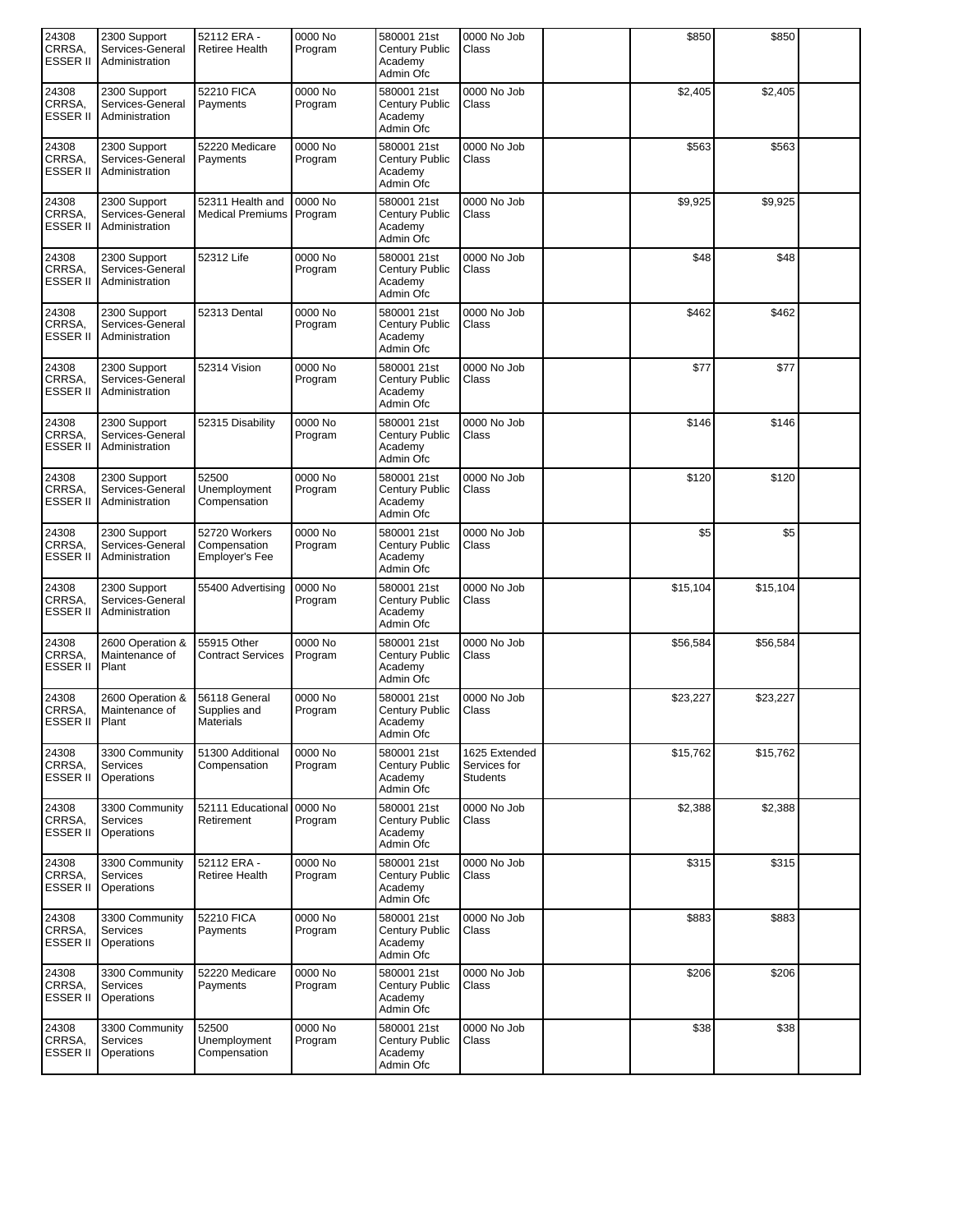| | | | | | | | | | |
|---|---|---|---|---|---|---|---|---|---|
| 24308 CRRSA, ESSER II | 2300 Support Services-General Administration | 52112 ERA - Retiree Health | 0000 No Program | 580001 21st Century Public Academy Admin Ofc | 0000 No Job Class | | $850 | $850 | |
| 24308 CRRSA, ESSER II | 2300 Support Services-General Administration | 52210 FICA Payments | 0000 No Program | 580001 21st Century Public Academy Admin Ofc | 0000 No Job Class | | $2,405 | $2,405 | |
| 24308 CRRSA, ESSER II | 2300 Support Services-General Administration | 52220 Medicare Payments | 0000 No Program | 580001 21st Century Public Academy Admin Ofc | 0000 No Job Class | | $563 | $563 | |
| 24308 CRRSA, ESSER II | 2300 Support Services-General Administration | 52311 Health and Medical Premiums | 0000 No Program | 580001 21st Century Public Academy Admin Ofc | 0000 No Job Class | | $9,925 | $9,925 | |
| 24308 CRRSA, ESSER II | 2300 Support Services-General Administration | 52312 Life | 0000 No Program | 580001 21st Century Public Academy Admin Ofc | 0000 No Job Class | | $48 | $48 | |
| 24308 CRRSA, ESSER II | 2300 Support Services-General Administration | 52313 Dental | 0000 No Program | 580001 21st Century Public Academy Admin Ofc | 0000 No Job Class | | $462 | $462 | |
| 24308 CRRSA, ESSER II | 2300 Support Services-General Administration | 52314 Vision | 0000 No Program | 580001 21st Century Public Academy Admin Ofc | 0000 No Job Class | | $77 | $77 | |
| 24308 CRRSA, ESSER II | 2300 Support Services-General Administration | 52315 Disability | 0000 No Program | 580001 21st Century Public Academy Admin Ofc | 0000 No Job Class | | $146 | $146 | |
| 24308 CRRSA, ESSER II | 2300 Support Services-General Administration | 52500 Unemployment Compensation | 0000 No Program | 580001 21st Century Public Academy Admin Ofc | 0000 No Job Class | | $120 | $120 | |
| 24308 CRRSA, ESSER II | 2300 Support Services-General Administration | 52720 Workers Compensation Employer's Fee | 0000 No Program | 580001 21st Century Public Academy Admin Ofc | 0000 No Job Class | | $5 | $5 | |
| 24308 CRRSA, ESSER II | 2300 Support Services-General Administration | 55400 Advertising | 0000 No Program | 580001 21st Century Public Academy Admin Ofc | 0000 No Job Class | | $15,104 | $15,104 | |
| 24308 CRRSA, ESSER II | 2600 Operation & Maintenance of Plant | 55915 Other Contract Services | 0000 No Program | 580001 21st Century Public Academy Admin Ofc | 0000 No Job Class | | $56,584 | $56,584 | |
| 24308 CRRSA, ESSER II | 2600 Operation & Maintenance of Plant | 56118 General Supplies and Materials | 0000 No Program | 580001 21st Century Public Academy Admin Ofc | 0000 No Job Class | | $23,227 | $23,227 | |
| 24308 CRRSA, ESSER II | 3300 Community Services Operations | 51300 Additional Compensation | 0000 No Program | 580001 21st Century Public Academy Admin Ofc | 1625 Extended Services for Students | | $15,762 | $15,762 | |
| 24308 CRRSA, ESSER II | 3300 Community Services Operations | 52111 Educational Retirement | 0000 No Program | 580001 21st Century Public Academy Admin Ofc | 0000 No Job Class | | $2,388 | $2,388 | |
| 24308 CRRSA, ESSER II | 3300 Community Services Operations | 52112 ERA - Retiree Health | 0000 No Program | 580001 21st Century Public Academy Admin Ofc | 0000 No Job Class | | $315 | $315 | |
| 24308 CRRSA, ESSER II | 3300 Community Services Operations | 52210 FICA Payments | 0000 No Program | 580001 21st Century Public Academy Admin Ofc | 0000 No Job Class | | $883 | $883 | |
| 24308 CRRSA, ESSER II | 3300 Community Services Operations | 52220 Medicare Payments | 0000 No Program | 580001 21st Century Public Academy Admin Ofc | 0000 No Job Class | | $206 | $206 | |
| 24308 CRRSA, ESSER II | 3300 Community Services Operations | 52500 Unemployment Compensation | 0000 No Program | 580001 21st Century Public Academy Admin Ofc | 0000 No Job Class | | $38 | $38 | |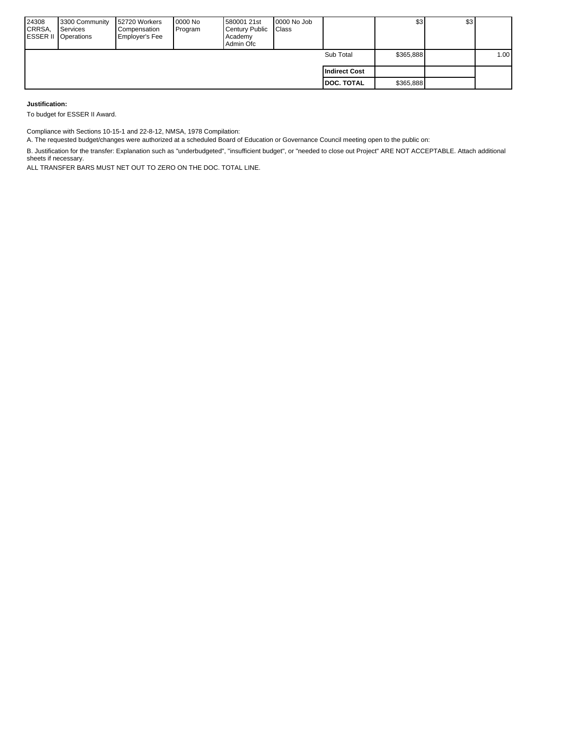| | | | | | | | | | |
|---|---|---|---|---|---|---|---|---|---|
| 24308 CRRSA, ESSER II | 3300 Community Services Operations | 52720 Workers Compensation Employer's Fee | 0000 No Program | 580001 21st Century Public Academy Admin Ofc | 0000 No Job Class | | $3 | $3 | |
| | | | | | | Sub Total | $365,888 | | 1.00 |
| | | | | | | **Indirect Cost** | | | |
| | | | | | | **DOC. TOTAL** | $365,888 | | |

**Justification:**

To budget for ESSER II Award.

Compliance with Sections 10-15-1 and 22-8-12, NMSA, 1978 Compilation:

A. The requested budget/changes were authorized at a scheduled Board of Education or Governance Council meeting open to the public on:

B. Justification for the transfer: Explanation such as "underbudgeted", "insufficient budget", or "needed to close out Project" ARE NOT ACCEPTABLE. Attach additional sheets if necessary.

ALL TRANSFER BARS MUST NET OUT TO ZERO ON THE DOC. TOTAL LINE.